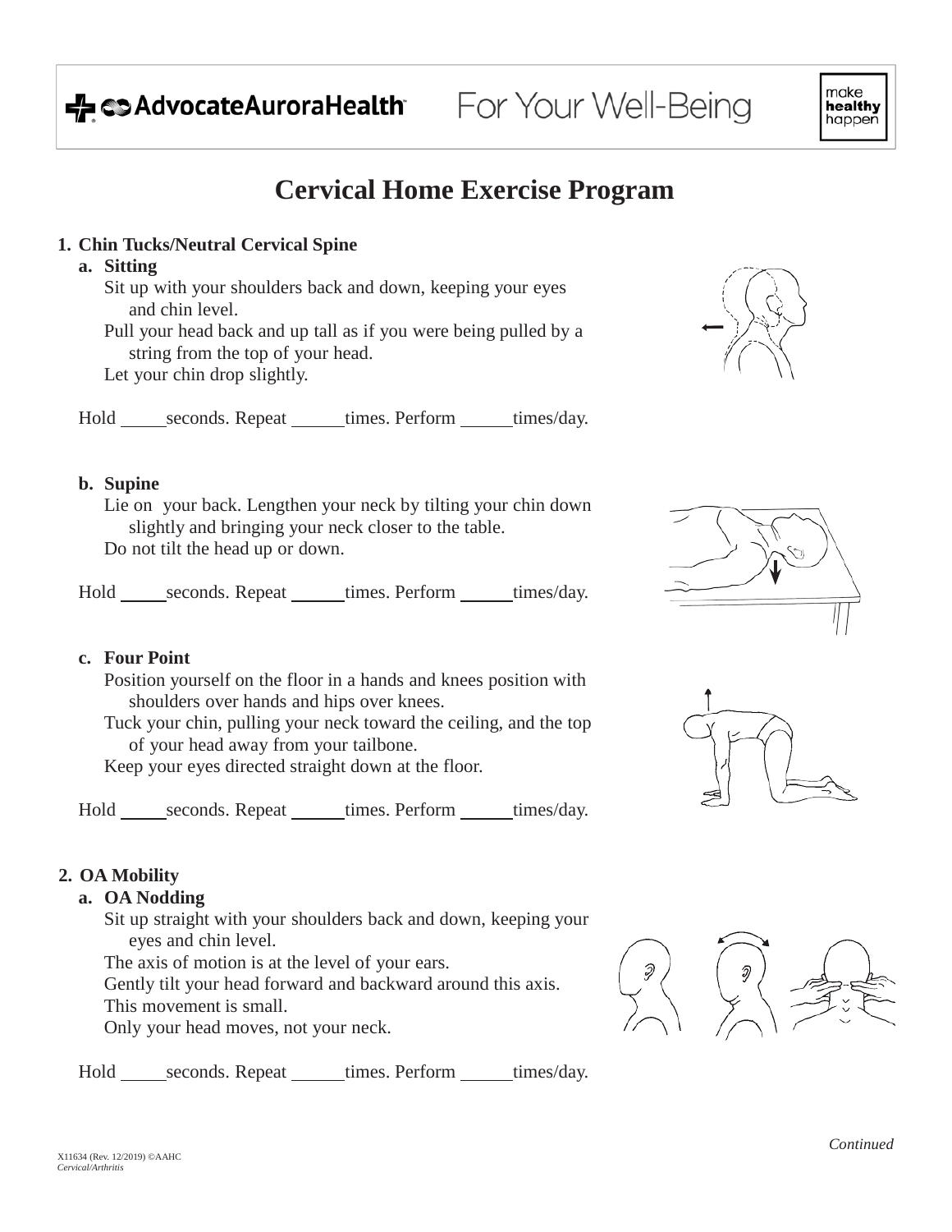# Cervical Home Exercise Program

1. **Chin Tucks/Neutral Cervical Spine**
   a. **Sitting**
      Sit up with your shoulders back and down, keeping your eyes and chin level.
      Pull your head back and up tall as if you were being pulled by a string from the top of your head.
      Let your chin drop slightly.

      Hold _____ seconds. Repeat _____ times. Perform _____ times/day.

   b. **Supine**
      Lie on your back. Lengthen your neck by tilting your chin down slightly and bringing your neck closer to the table.
      Do not tilt the head up or down.

      Hold _____ seconds. Repeat _____ times. Perform _____ times/day.

   c. **Four Point**
      Position yourself on the floor in a hands and knees position with shoulders over hands and hips over knees.
      Tuck your chin, pulling your neck toward the ceiling, and the top of your head away from your tailbone.
      Keep your eyes directed straight down at the floor.

      Hold _____ seconds. Repeat _____ times. Perform _____ times/day.

2. **OA Mobility**
   a. **OA Nodding**
      Sit up straight with your shoulders back and down, keeping your eyes and chin level.
      The axis of motion is at the level of your ears.
      Gently tilt your head forward and backward around this axis.
      This movement is small.
      Only your head moves, not your neck.

      Hold _____ seconds. Repeat _____ times. Perform _____ times/day.

*Continued*

X11634 (Rev. 12/2019) ©AAHC
*Cervical/Arthritis*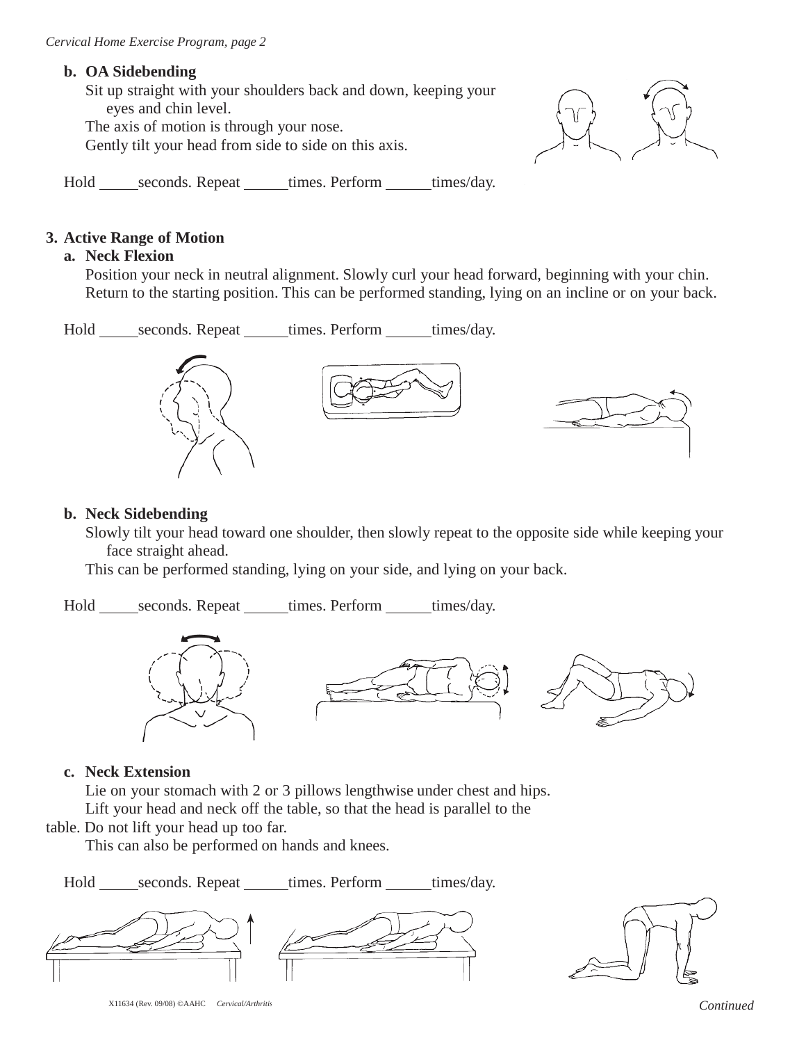**b. OA Sidebending**

Sit up straight with your shoulders back and down, keeping your eyes and chin level.
The axis of motion is through your nose.
Gently tilt your head from side to side on this axis.

Hold _____ seconds. Repeat ______ times. Perform ______ times/day.

**3. Active Range of Motion**

**a. Neck Flexion**

Position your neck in neutral alignment. Slowly curl your head forward, beginning with your chin. Return to the starting position. This can be performed standing, lying on an incline or on your back.

Hold _____ seconds. Repeat ______ times. Perform ______ times/day.

**b. Neck Sidebending**

Slowly tilt your head toward one shoulder, then slowly repeat to the opposite side while keeping your face straight ahead.
This can be performed standing, lying on your side, and lying on your back.

Hold _____ seconds. Repeat ______ times. Perform ______ times/day.

**c. Neck Extension**

Lie on your stomach with 2 or 3 pillows lengthwise under chest and hips.
Lift your head and neck off the table, so that the head is parallel to the table. Do not lift your head up too far.
This can also be performed on hands and knees.

Hold _____ seconds. Repeat ______ times. Perform ______ times/day.

*Continued*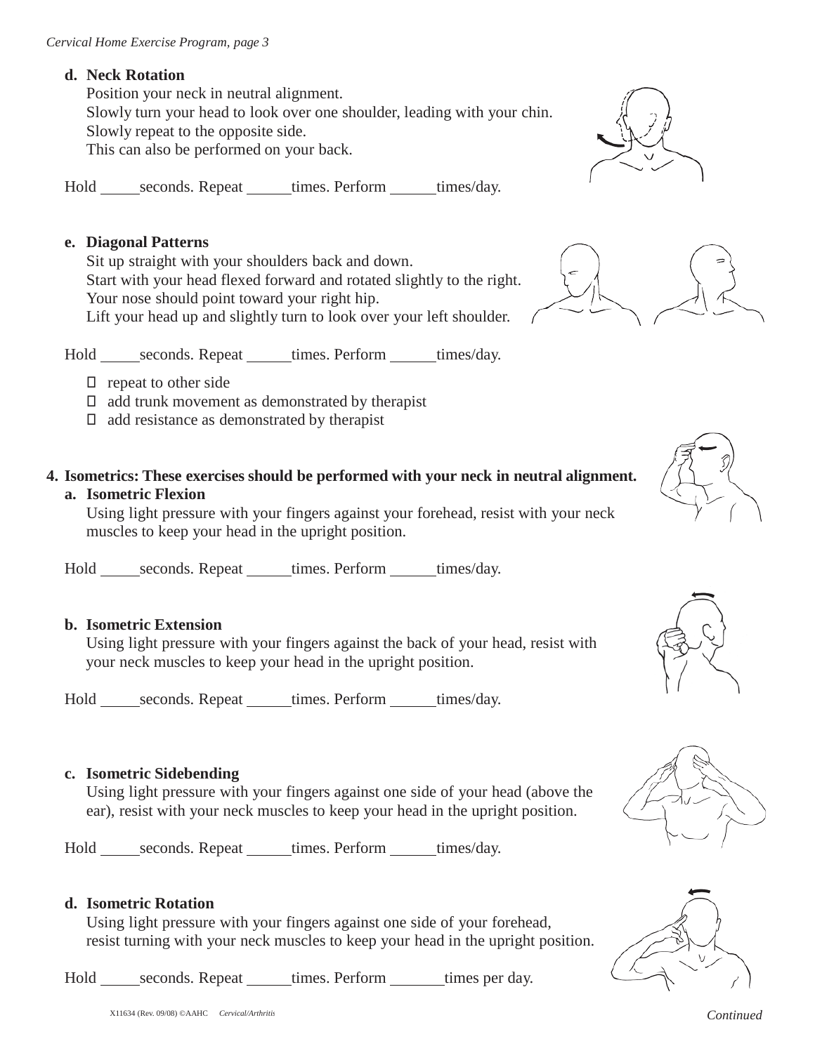**d. Neck Rotation**

Position your neck in neutral alignment.
Slowly turn your head to look over one shoulder, leading with your chin.
Slowly repeat to the opposite side.
This can also be performed on your back.

Hold _____ seconds. Repeat ______ times. Perform ______ times/day.

**e. Diagonal Patterns**

Sit up straight with your shoulders back and down.
Start with your head flexed forward and rotated slightly to the right.
Your nose should point toward your right hip.
Lift your head up and slightly turn to look over your left shoulder.

Hold _____ seconds. Repeat ______ times. Perform ______ times/day.

- ☐ repeat to other side
- ☐ add trunk movement as demonstrated by therapist
- ☐ add resistance as demonstrated by therapist

**4. Isometrics: These exercises should be performed with your neck in neutral alignment.**

**a. Isometric Flexion**

Using light pressure with your fingers against your forehead, resist with your neck muscles to keep your head in the upright position.

Hold _____ seconds. Repeat ______ times. Perform ______ times/day.

**b. Isometric Extension**

Using light pressure with your fingers against the back of your head, resist with your neck muscles to keep your head in the upright position.

Hold _____ seconds. Repeat ______ times. Perform ______ times/day.

**c. Isometric Sidebending**

Using light pressure with your fingers against one side of your head (above the ear), resist with your neck muscles to keep your head in the upright position.

Hold _____ seconds. Repeat ______ times. Perform ______ times/day.

**d. Isometric Rotation**

Using light pressure with your fingers against one side of your forehead, resist turning with your neck muscles to keep your head in the upright position.

Hold _____ seconds. Repeat ______ times. Perform _______ times per day.

X11634 (Rev. 09/08) ©AAHC *Cervical/Arthritis*

*Continued*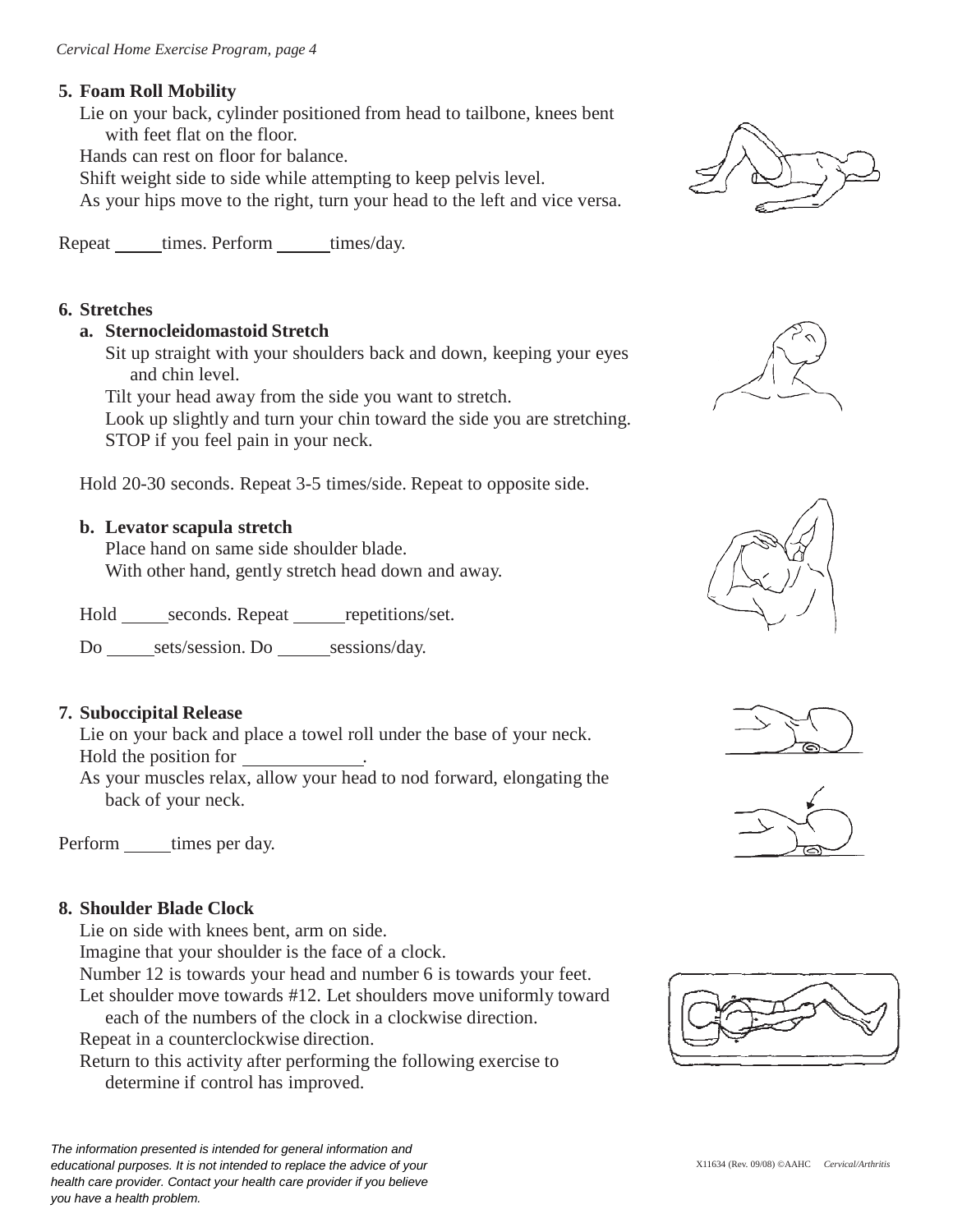**5. Foam Roll Mobility**

Lie on your back, cylinder positioned from head to tailbone, knees bent with feet flat on the floor.
Hands can rest on floor for balance.
Shift weight side to side while attempting to keep pelvis level.
As your hips move to the right, turn your head to the left and vice versa.

Repeat _____ times. Perform _____ times/day.

**6. Stretches**

**a. Sternocleidomastoid Stretch**

Sit up straight with your shoulders back and down, keeping your eyes and chin level.
Tilt your head away from the side you want to stretch.
Look up slightly and turn your chin toward the side you are stretching.
STOP if you feel pain in your neck.

Hold 20-30 seconds. Repeat 3-5 times/side. Repeat to opposite side.

**b. Levator scapula stretch**

Place hand on same side shoulder blade.
With other hand, gently stretch head down and away.

Hold _____ seconds. Repeat _____ repetitions/set.

Do _____ sets/session. Do _____ sessions/day.

**7. Suboccipital Release**

Lie on your back and place a towel roll under the base of your neck.
Hold the position for ____________.
As your muscles relax, allow your head to nod forward, elongating the back of your neck.

Perform _____ times per day.

**8. Shoulder Blade Clock**

Lie on side with knees bent, arm on side.
Imagine that your shoulder is the face of a clock.
Number 12 is towards your head and number 6 is towards your feet.
Let shoulder move towards #12. Let shoulders move uniformly toward each of the numbers of the clock in a clockwise direction.
Repeat in a counterclockwise direction.
Return to this activity after performing the following exercise to determine if control has improved.

*The information presented is intended for general information and educational purposes. It is not intended to replace the advice of your health care provider. Contact your health care provider if you believe you have a health problem.*

X11634 (Rev. 09/08) ©AAHC *Cervical/Arthritis*